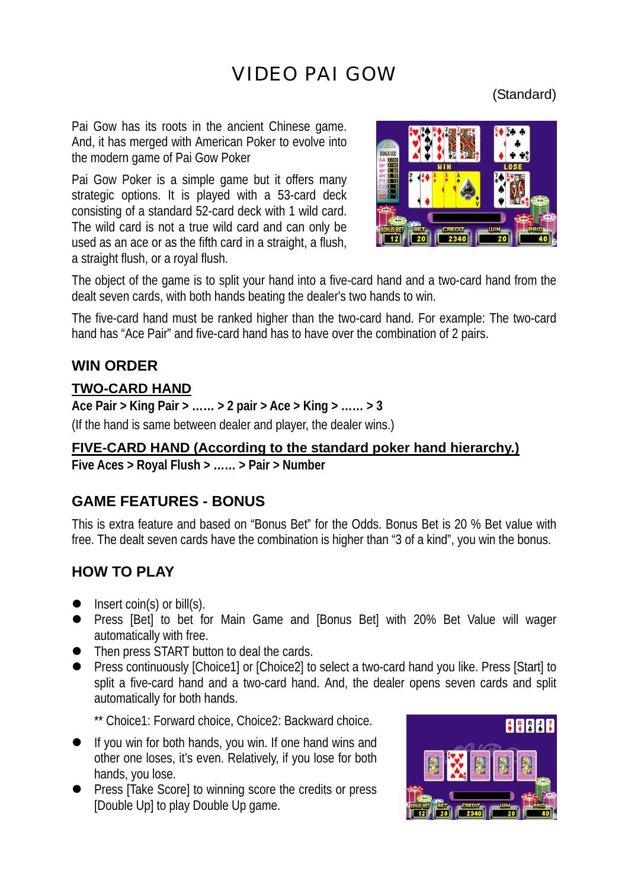# VIDEO PAI GOW

(Standard)

Pai Gow has its roots in the ancient Chinese game. And, it has merged with American Poker to evolve into the modern game of Pai Gow Poker

Pai Gow Poker is a simple game but it offers many strategic options. It is played with a 53-card deck consisting of a standard 52-card deck with 1 wild card. The wild card is not a true wild card and can only be used as an ace or as the fifth card in a straight, a flush, a straight flush, or a royal flush.

The object of the game is to split your hand into a five-card hand and a two-card hand from the dealt seven cards, with both hands beating the dealer's two hands to win.

The five-card hand must be ranked higher than the two-card hand. For example: The two-card hand has "Ace Pair" and five-card hand has to have over the combination of 2 pairs.

## WIN ORDER

### TWO-CARD HAND

**Ace Pair > King Pair > …… > 2 pair > Ace > King > …… > 3**

(If the hand is same between dealer and player, the dealer wins.)

### FIVE-CARD HAND (According to the standard poker hand hierarchy.)

**Five Aces > Royal Flush > …… > Pair > Number**

## GAME FEATURES - BONUS

This is extra feature and based on "Bonus Bet" for the Odds. Bonus Bet is 20 % Bet value with free. The dealt seven cards have the combination is higher than "3 of a kind", you win the bonus.

## HOW TO PLAY

- Insert coin(s) or bill(s).
- Press [Bet] to bet for Main Game and [Bonus Bet] with 20% Bet Value will wager automatically with free.
- Then press START button to deal the cards.
- Press continuously [Choice1] or [Choice2] to select a two-card hand you like. Press [Start] to split a five-card hand and a two-card hand. And, the dealer opens seven cards and split automatically for both hands.

  ** Choice1: Forward choice, Choice2: Backward choice.

- If you win for both hands, you win. If one hand wins and other one loses, it's even. Relatively, if you lose for both hands, you lose.
- Press [Take Score] to winning score the credits or press [Double Up] to play Double Up game.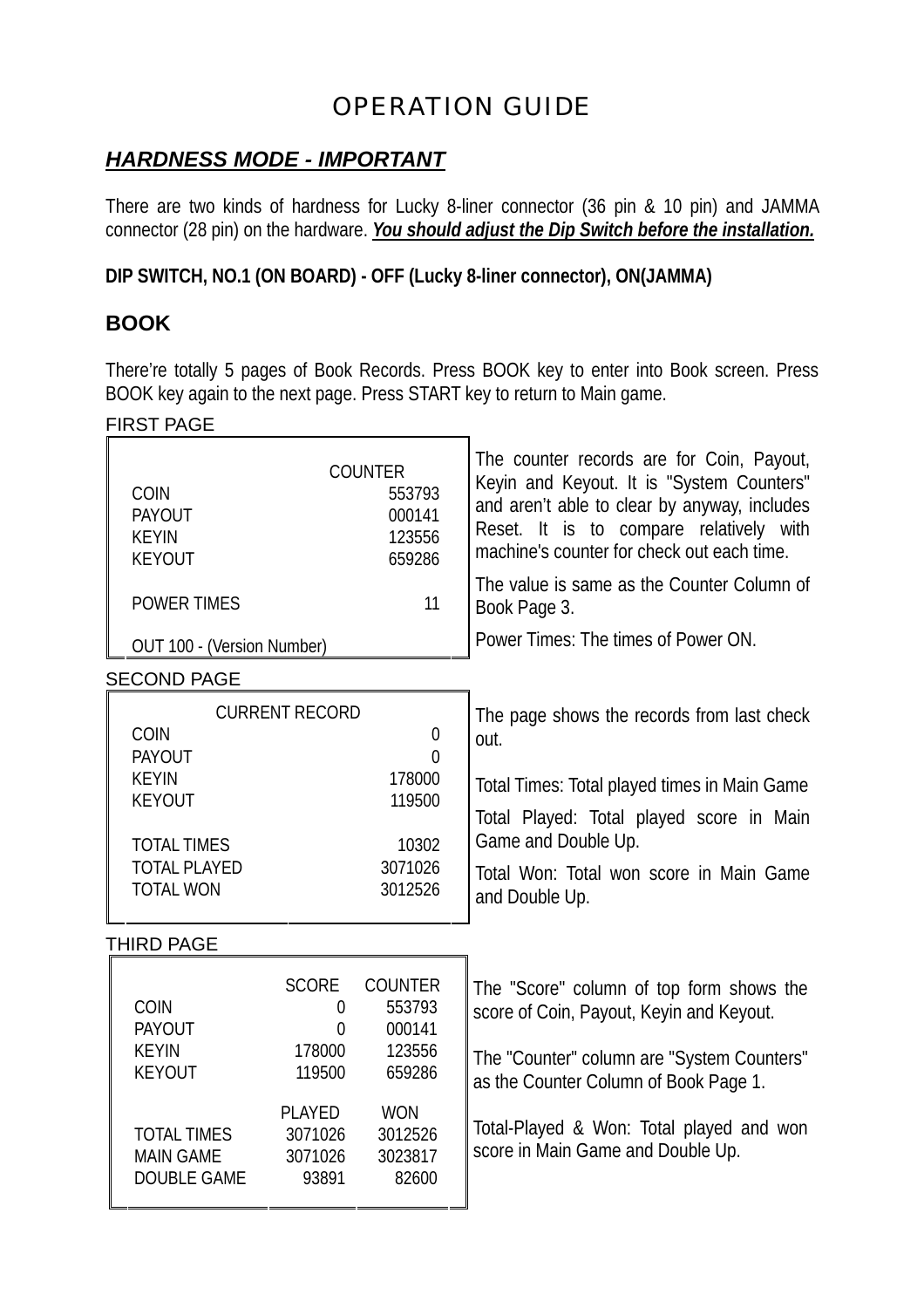# OPERATION GUIDE

## *HARDNESS MODE - IMPORTANT*

There are two kinds of hardness for Lucky 8-liner connector (36 pin & 10 pin) and JAMMA connector (28 pin) on the hardware. ***You should adjust the Dip Switch before the installation.***

**DIP SWITCH, NO.1 (ON BOARD) - OFF (Lucky 8-liner connector), ON(JAMMA)**

## BOOK

There're totally 5 pages of Book Records. Press BOOK key to enter into Book screen. Press BOOK key again to the next page. Press START key to return to Main game.

FIRST PAGE

| | COUNTER |
|---|---|
| COIN | 553793 |
| PAYOUT | 000141 |
| KEYIN | 123556 |
| KEYOUT | 659286 |
| POWER TIMES | 11 |
| OUT 100 - (Version Number) | |

The counter records are for Coin, Payout, Keyin and Keyout. It is "System Counters" and aren't able to clear by anyway, includes Reset. It is to compare relatively with machine's counter for check out each time.

The value is same as the Counter Column of Book Page 3.

Power Times: The times of Power ON.

SECOND PAGE

| CURRENT RECORD | |
|---|---|
| COIN | 0 |
| PAYOUT | 0 |
| KEYIN | 178000 |
| KEYOUT | 119500 |
| TOTAL TIMES | 10302 |
| TOTAL PLAYED | 3071026 |
| TOTAL WON | 3012526 |

The page shows the records from last check out.

Total Times: Total played times in Main Game

Total Played: Total played score in Main Game and Double Up.

Total Won: Total won score in Main Game and Double Up.

THIRD PAGE

| | SCORE | COUNTER |
|---|---|---|
| COIN | 0 | 553793 |
| PAYOUT | 0 | 000141 |
| KEYIN | 178000 | 123556 |
| KEYOUT | 119500 | 659286 |
| | PLAYED | WON |
| TOTAL TIMES | 3071026 | 3012526 |
| MAIN GAME | 3071026 | 3023817 |
| DOUBLE GAME | 93891 | 82600 |

The "Score" column of top form shows the score of Coin, Payout, Keyin and Keyout.

The "Counter" column are "System Counters" as the Counter Column of Book Page 1.

Total-Played & Won: Total played and won score in Main Game and Double Up.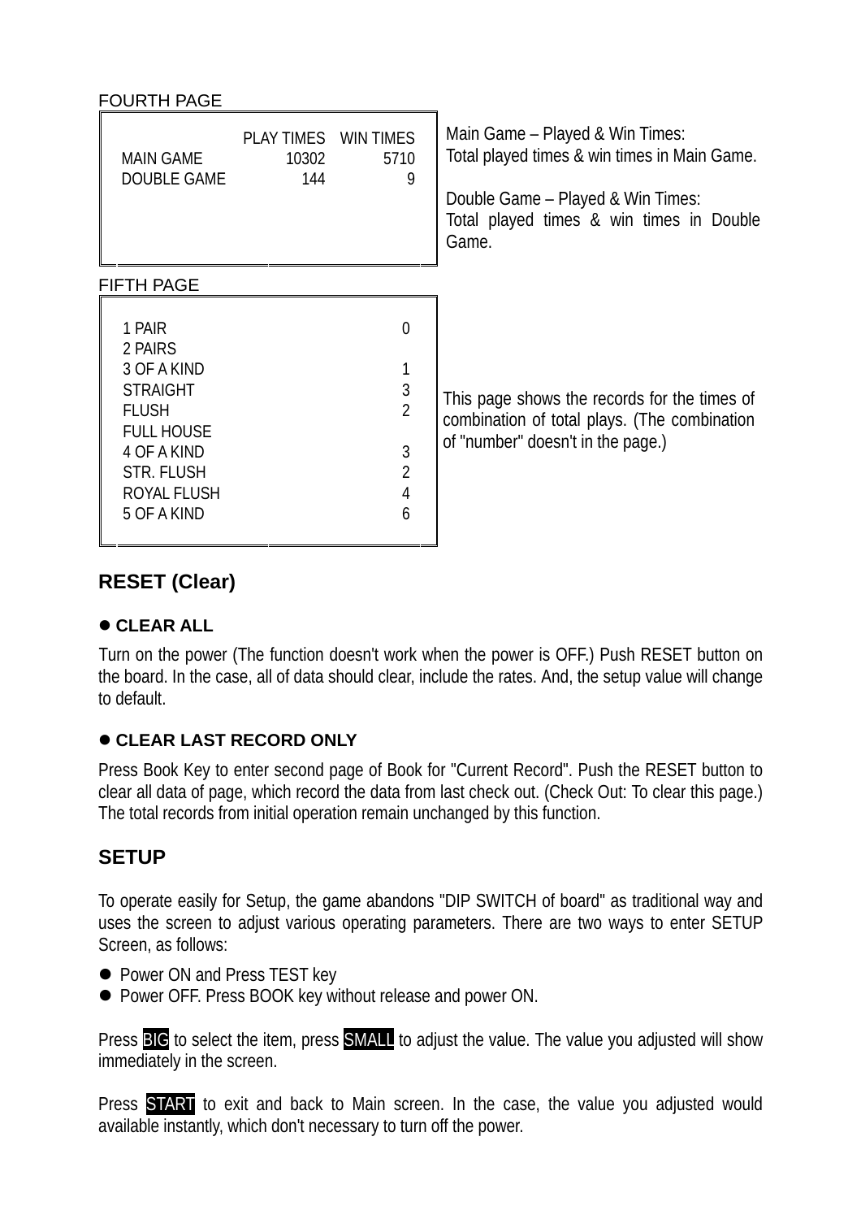FOURTH PAGE

| | PLAY TIMES | WIN TIMES |
|---|---|---|
| MAIN GAME | 10302 | 5710 |
| DOUBLE GAME | 144 | 9 |

Main Game – Played & Win Times:
Total played times & win times in Main Game.

Double Game – Played & Win Times:
Total played times & win times in Double Game.

FIFTH PAGE

| | |
|---|---|
| 1 PAIR | 0 |
| 2 PAIRS | |
| 3 OF A KIND | 1 |
| STRAIGHT | 3 |
| FLUSH | 2 |
| FULL HOUSE | |
| 4 OF A KIND | 3 |
| STR. FLUSH | 2 |
| ROYAL FLUSH | 4 |
| 5 OF A KIND | 6 |

This page shows the records for the times of combination of total plays. (The combination of "number" doesn't in the page.)

## RESET (Clear)

### ● CLEAR ALL

Turn on the power (The function doesn't work when the power is OFF.) Push RESET button on the board. In the case, all of data should clear, include the rates. And, the setup value will change to default.

### ● CLEAR LAST RECORD ONLY

Press Book Key to enter second page of Book for "Current Record". Push the RESET button to clear all data of page, which record the data from last check out. (Check Out: To clear this page.) The total records from initial operation remain unchanged by this function.

## SETUP

To operate easily for Setup, the game abandons "DIP SWITCH of board" as traditional way and uses the screen to adjust various operating parameters. There are two ways to enter SETUP Screen, as follows:

- Power ON and Press TEST key
- Power OFF. Press BOOK key without release and power ON.

Press **BIG** to select the item, press **SMALL** to adjust the value. The value you adjusted will show immediately in the screen.

Press **START** to exit and back to Main screen. In the case, the value you adjusted would available instantly, which don't necessary to turn off the power.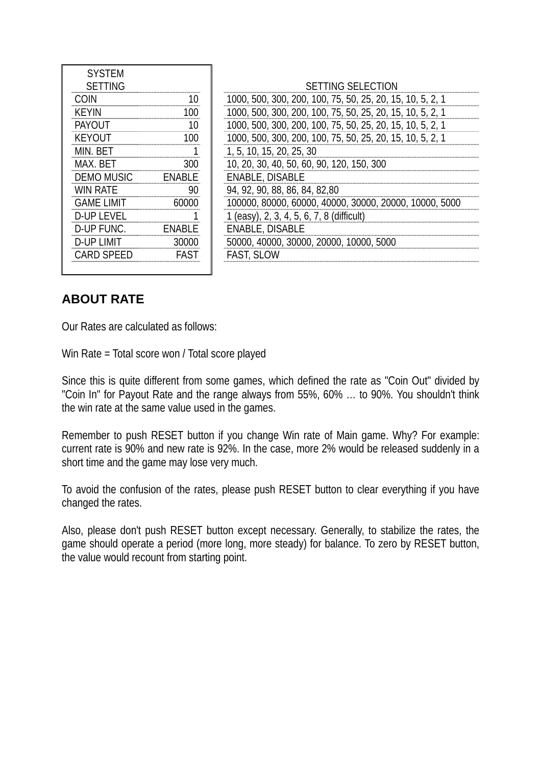| SYSTEM SETTING | | SETTING SELECTION |
|---|---|---|
| COIN | 10 | 1000, 500, 300, 200, 100, 75, 50, 25, 20, 15, 10, 5, 2, 1 |
| KEYIN | 100 | 1000, 500, 300, 200, 100, 75, 50, 25, 20, 15, 10, 5, 2, 1 |
| PAYOUT | 10 | 1000, 500, 300, 200, 100, 75, 50, 25, 20, 15, 10, 5, 2, 1 |
| KEYOUT | 100 | 1000, 500, 300, 200, 100, 75, 50, 25, 20, 15, 10, 5, 2, 1 |
| MIN. BET | 1 | 1, 5, 10, 15, 20, 25, 30 |
| MAX. BET | 300 | 10, 20, 30, 40, 50, 60, 90, 120, 150, 300 |
| DEMO MUSIC | ENABLE | ENABLE, DISABLE |
| WIN RATE | 90 | 94, 92, 90, 88, 86, 84, 82,80 |
| GAME LIMIT | 60000 | 100000, 80000, 60000, 40000, 30000, 20000, 10000, 5000 |
| D-UP LEVEL | 1 | 1 (easy), 2, 3, 4, 5, 6, 7, 8 (difficult) |
| D-UP FUNC. | ENABLE | ENABLE, DISABLE |
| D-UP LIMIT | 30000 | 50000, 40000, 30000, 20000, 10000, 5000 |
| CARD SPEED | FAST | FAST, SLOW |

## ABOUT RATE

Our Rates are calculated as follows:

Win Rate = Total score won / Total score played

Since this is quite different from some games, which defined the rate as "Coin Out" divided by "Coin In" for Payout Rate and the range always from 55%, 60% … to 90%. You shouldn't think the win rate at the same value used in the games.

Remember to push RESET button if you change Win rate of Main game. Why? For example: current rate is 90% and new rate is 92%. In the case, more 2% would be released suddenly in a short time and the game may lose very much.

To avoid the confusion of the rates, please push RESET button to clear everything if you have changed the rates.

Also, please don't push RESET button except necessary. Generally, to stabilize the rates, the game should operate a period (more long, more steady) for balance. To zero by RESET button, the value would recount from starting point.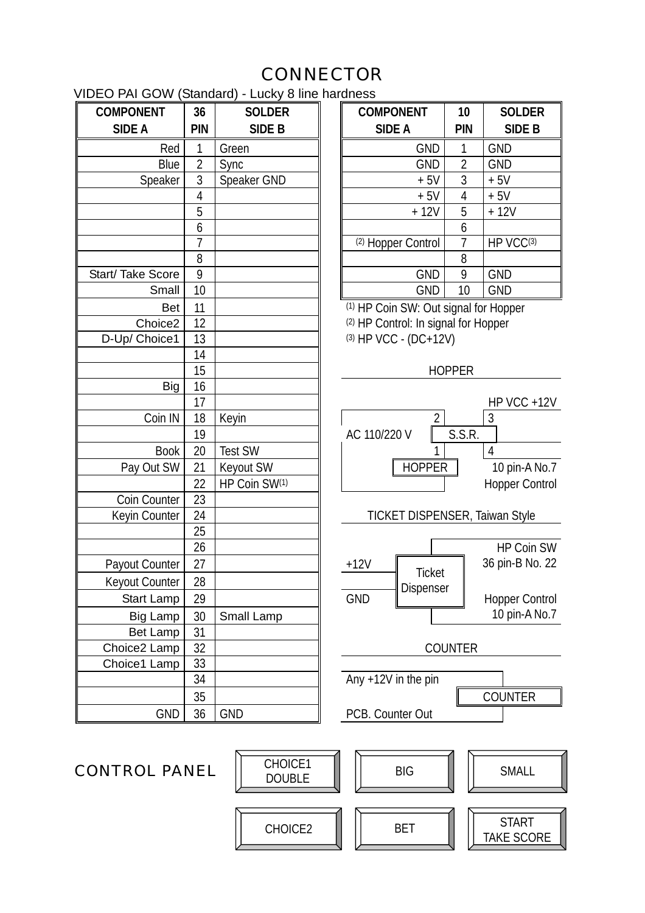# CONNECTOR

VIDEO PAI GOW (Standard) - Lucky 8 line hardness

| COMPONENT SIDE A | 36 PIN | SOLDER SIDE B |
|---|---|---|
| Red | 1 | Green |
| Blue | 2 | Sync |
| Speaker | 3 | Speaker GND |
| | 4 | |
| | 5 | |
| | 6 | |
| | 7 | |
| | 8 | |
| Start/ Take Score | 9 | |
| Small | 10 | |
| Bet | 11 | |
| Choice2 | 12 | |
| D-Up/ Choice1 | 13 | |
| | 14 | |
| | 15 | |
| Big | 16 | |
| | 17 | |
| Coin IN | 18 | Keyin |
| | 19 | |
| Book | 20 | Test SW |
| Pay Out SW | 21 | Keyout SW |
| | 22 | HP Coin SW(1) |
| Coin Counter | 23 | |
| Keyin Counter | 24 | |
| | 25 | |
| | 26 | |
| Payout Counter | 27 | |
| Keyout Counter | 28 | |
| Start Lamp | 29 | |
| Big Lamp | 30 | Small Lamp |
| Bet Lamp | 31 | |
| Choice2 Lamp | 32 | |
| Choice1 Lamp | 33 | |
| | 34 | |
| | 35 | |
| GND | 36 | GND |

| COMPONENT SIDE A | 10 PIN | SOLDER SIDE B |
|---|---|---|
| GND | 1 | GND |
| GND | 2 | GND |
| + 5V | 3 | + 5V |
| + 5V | 4 | + 5V |
| + 12V | 5 | + 12V |
| | 6 | |
| (2) Hopper Control | 7 | HP VCC(3) |
| | 8 | |
| GND | 9 | GND |
| GND | 10 | GND |

(1) HP Coin SW: Out signal for Hopper
(2) HP Control: In signal for Hopper
(3) HP VCC - (DC+12V)

## HOPPER

HP VCC +12V

AC 110/220 V — S.S.R. (pins 1, 2, 3, 4) — HOPPER

10 pin-A No.7 Hopper Control

## TICKET DISPENSER, Taiwan Style

+12V — Ticket Dispenser — HP Coin SW 36 pin-B No. 22

GND — Ticket Dispenser — Hopper Control 10 pin-A No.7

## COUNTER

Any +12V in the pin — COUNTER

PCB. Counter Out

## CONTROL PANEL

| CHOICE1 DOUBLE | BIG | SMALL |
|---|---|---|
| CHOICE2 | BET | START TAKE SCORE |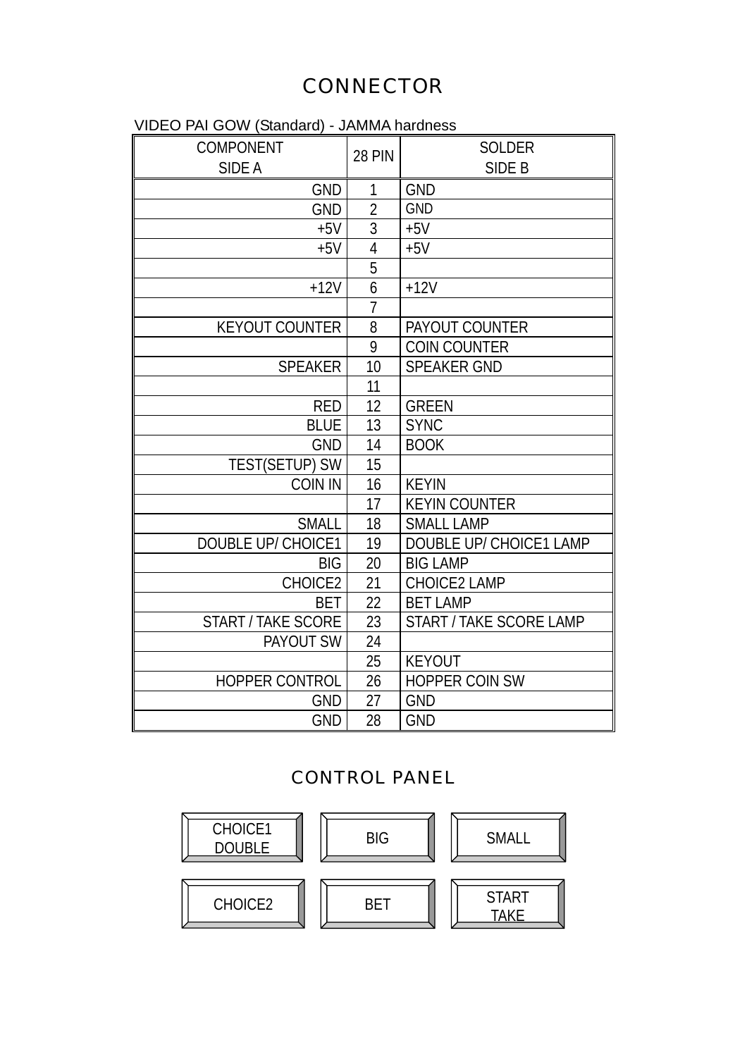# CONNECTOR

VIDEO PAI GOW (Standard) - JAMMA hardness

| COMPONENT SIDE A | 28 PIN | SOLDER SIDE B |
|---|---|---|
| GND | 1 | GND |
| GND | 2 | GND |
| +5V | 3 | +5V |
| +5V | 4 | +5V |
| | 5 | |
| +12V | 6 | +12V |
| | 7 | |
| KEYOUT COUNTER | 8 | PAYOUT COUNTER |
| | 9 | COIN COUNTER |
| SPEAKER | 10 | SPEAKER GND |
| | 11 | |
| RED | 12 | GREEN |
| BLUE | 13 | SYNC |
| GND | 14 | BOOK |
| TEST(SETUP) SW | 15 | |
| COIN IN | 16 | KEYIN |
| | 17 | KEYIN COUNTER |
| SMALL | 18 | SMALL LAMP |
| DOUBLE UP/ CHOICE1 | 19 | DOUBLE UP/ CHOICE1 LAMP |
| BIG | 20 | BIG LAMP |
| CHOICE2 | 21 | CHOICE2 LAMP |
| BET | 22 | BET LAMP |
| START / TAKE SCORE | 23 | START / TAKE SCORE LAMP |
| PAYOUT SW | 24 | |
| | 25 | KEYOUT |
| HOPPER CONTROL | 26 | HOPPER COIN SW |
| GND | 27 | GND |
| GND | 28 | GND |

# CONTROL PANEL

| | | |
|---|---|---|
| CHOICE1 DOUBLE | BIG | SMALL |
| CHOICE2 | BET | START TAKE |